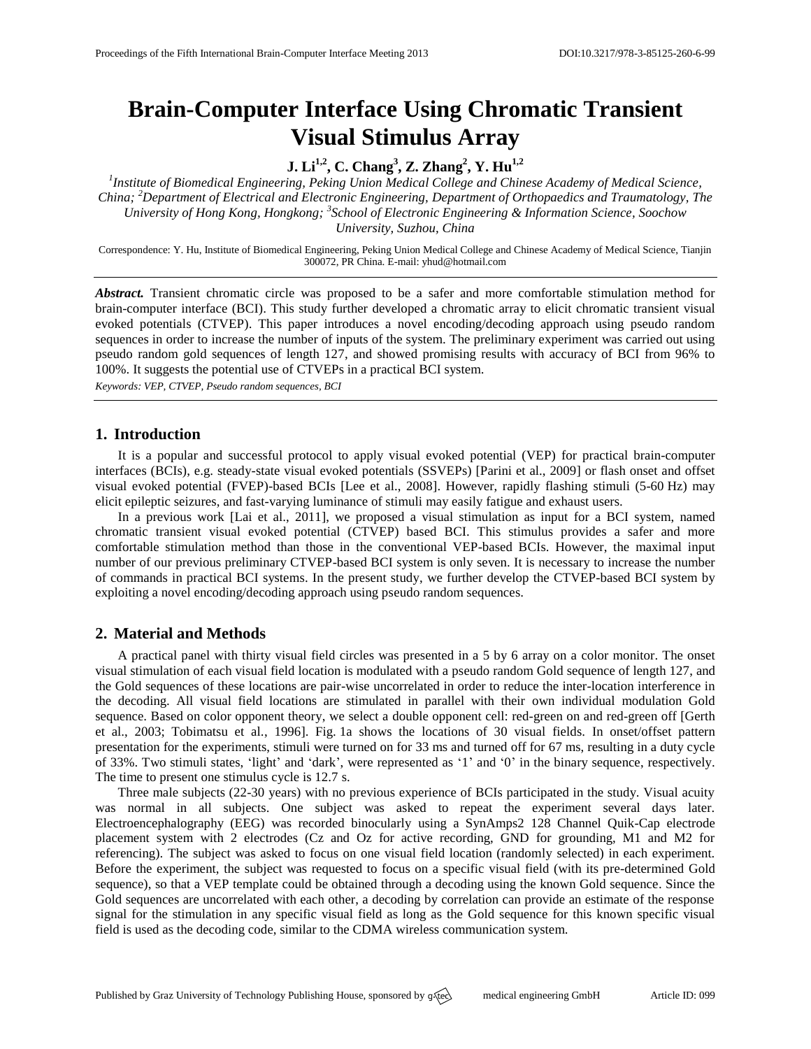# Brain-Computer Interface Using Chromatic Transient Visual Stimulus Array

**J. Li[1,2], C. Chang[3], Z. Zhang[2], Y. Hu[1,2]**

*[1]Institute of Biomedical Engineering, Peking Union Medical College and Chinese Academy of Medical Science, China; [2]Department of Electrical and Electronic Engineering, Department of Orthopaedics and Traumatology, The University of Hong Kong, Hongkong; [3]School of Electronic Engineering & Information Science, Soochow University, Suzhou, China*

Correspondence: Y. Hu, Institute of Biomedical Engineering, Peking Union Medical College and Chinese Academy of Medical Science, Tianjin 300072, PR China. E-mail: yhud@hotmail.com

***Abstract.*** Transient chromatic circle was proposed to be a safer and more comfortable stimulation method for brain-computer interface (BCI). This study further developed a chromatic array to elicit chromatic transient visual evoked potentials (CTVEP). This paper introduces a novel encoding/decoding approach using pseudo random sequences in order to increase the number of inputs of the system. The preliminary experiment was carried out using pseudo random gold sequences of length 127, and showed promising results with accuracy of BCI from 96% to 100%. It suggests the potential use of CTVEPs in a practical BCI system.

*Keywords: VEP, CTVEP, Pseudo random sequences, BCI*

## 1. Introduction

It is a popular and successful protocol to apply visual evoked potential (VEP) for practical brain-computer interfaces (BCIs), e.g. steady-state visual evoked potentials (SSVEPs) [Parini et al., 2009] or flash onset and offset visual evoked potential (FVEP)-based BCIs [Lee et al., 2008]. However, rapidly flashing stimuli (5-60 Hz) may elicit epileptic seizures, and fast-varying luminance of stimuli may easily fatigue and exhaust users.

In a previous work [Lai et al., 2011], we proposed a visual stimulation as input for a BCI system, named chromatic transient visual evoked potential (CTVEP) based BCI. This stimulus provides a safer and more comfortable stimulation method than those in the conventional VEP-based BCIs. However, the maximal input number of our previous preliminary CTVEP-based BCI system is only seven. It is necessary to increase the number of commands in practical BCI systems. In the present study, we further develop the CTVEP-based BCI system by exploiting a novel encoding/decoding approach using pseudo random sequences.

## 2. Material and Methods

A practical panel with thirty visual field circles was presented in a 5 by 6 array on a color monitor. The onset visual stimulation of each visual field location is modulated with a pseudo random Gold sequence of length 127, and the Gold sequences of these locations are pair-wise uncorrelated in order to reduce the inter-location interference in the decoding. All visual field locations are stimulated in parallel with their own individual modulation Gold sequence. Based on color opponent theory, we select a double opponent cell: red-green on and red-green off [Gerth et al., 2003; Tobimatsu et al., 1996]. Fig. 1a shows the locations of 30 visual fields. In onset/offset pattern presentation for the experiments, stimuli were turned on for 33 ms and turned off for 67 ms, resulting in a duty cycle of 33%. Two stimuli states, 'light' and 'dark', were represented as '1' and '0' in the binary sequence, respectively. The time to present one stimulus cycle is 12.7 s.

Three male subjects (22-30 years) with no previous experience of BCIs participated in the study. Visual acuity was normal in all subjects. One subject was asked to repeat the experiment several days later. Electroencephalography (EEG) was recorded binocularly using a SynAmps2 128 Channel Quik-Cap electrode placement system with 2 electrodes (Cz and Oz for active recording, GND for grounding, M1 and M2 for referencing). The subject was asked to focus on one visual field location (randomly selected) in each experiment. Before the experiment, the subject was requested to focus on a specific visual field (with its pre-determined Gold sequence), so that a VEP template could be obtained through a decoding using the known Gold sequence. Since the Gold sequences are uncorrelated with each other, a decoding by correlation can provide an estimate of the response signal for the stimulation in any specific visual field as long as the Gold sequence for this known specific visual field is used as the decoding code, similar to the CDMA wireless communication system.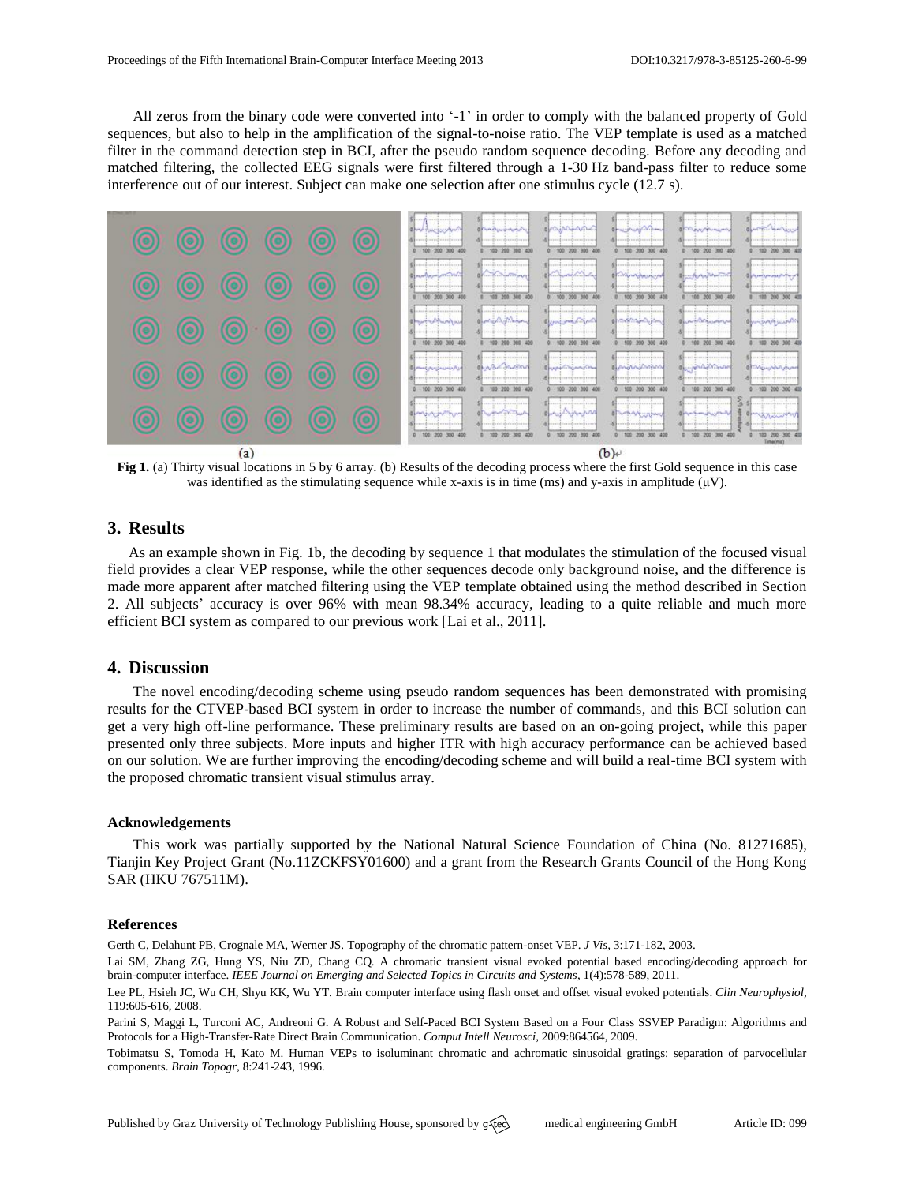All zeros from the binary code were converted into '-1' in order to comply with the balanced property of Gold sequences, but also to help in the amplification of the signal-to-noise ratio. The VEP template is used as a matched filter in the command detection step in BCI, after the pseudo random sequence decoding. Before any decoding and matched filtering, the collected EEG signals were first filtered through a 1-30 Hz band-pass filter to reduce some interference out of our interest. Subject can make one selection after one stimulus cycle (12.7 s).

(a) (b)

**Fig 1.** (a) Thirty visual locations in 5 by 6 array. (b) Results of the decoding process where the first Gold sequence in this case was identified as the stimulating sequence while x-axis is in time (ms) and y-axis in amplitude (μV).

## 3. Results

As an example shown in Fig. 1b, the decoding by sequence 1 that modulates the stimulation of the focused visual field provides a clear VEP response, while the other sequences decode only background noise, and the difference is made more apparent after matched filtering using the VEP template obtained using the method described in Section 2. All subjects' accuracy is over 96% with mean 98.34% accuracy, leading to a quite reliable and much more efficient BCI system as compared to our previous work [Lai et al., 2011].

## 4. Discussion

The novel encoding/decoding scheme using pseudo random sequences has been demonstrated with promising results for the CTVEP-based BCI system in order to increase the number of commands, and this BCI solution can get a very high off-line performance. These preliminary results are based on an on-going project, while this paper presented only three subjects. More inputs and higher ITR with high accuracy performance can be achieved based on our solution. We are further improving the encoding/decoding scheme and will build a real-time BCI system with the proposed chromatic transient visual stimulus array.

#### Acknowledgements

This work was partially supported by the National Natural Science Foundation of China (No. 81271685), Tianjin Key Project Grant (No.11ZCKFSY01600) and a grant from the Research Grants Council of the Hong Kong SAR (HKU 767511M).

#### References

Gerth C, Delahunt PB, Crognale MA, Werner JS. Topography of the chromatic pattern-onset VEP. *J Vis*, 3:171-182, 2003.

Lai SM, Zhang ZG, Hung YS, Niu ZD, Chang CQ. A chromatic transient visual evoked potential based encoding/decoding approach for brain-computer interface. *IEEE Journal on Emerging and Selected Topics in Circuits and Systems*, 1(4):578-589, 2011.

Lee PL, Hsieh JC, Wu CH, Shyu KK, Wu YT. Brain computer interface using flash onset and offset visual evoked potentials. *Clin Neurophysiol*, 119:605-616, 2008.

Parini S, Maggi L, Turconi AC, Andreoni G. A Robust and Self-Paced BCI System Based on a Four Class SSVEP Paradigm: Algorithms and Protocols for a High-Transfer-Rate Direct Brain Communication. *Comput Intell Neurosci*, 2009:864564, 2009.

Tobimatsu S, Tomoda H, Kato M. Human VEPs to isoluminant chromatic and achromatic sinusoidal gratings: separation of parvocellular components. *Brain Topogr*, 8:241-243, 1996.